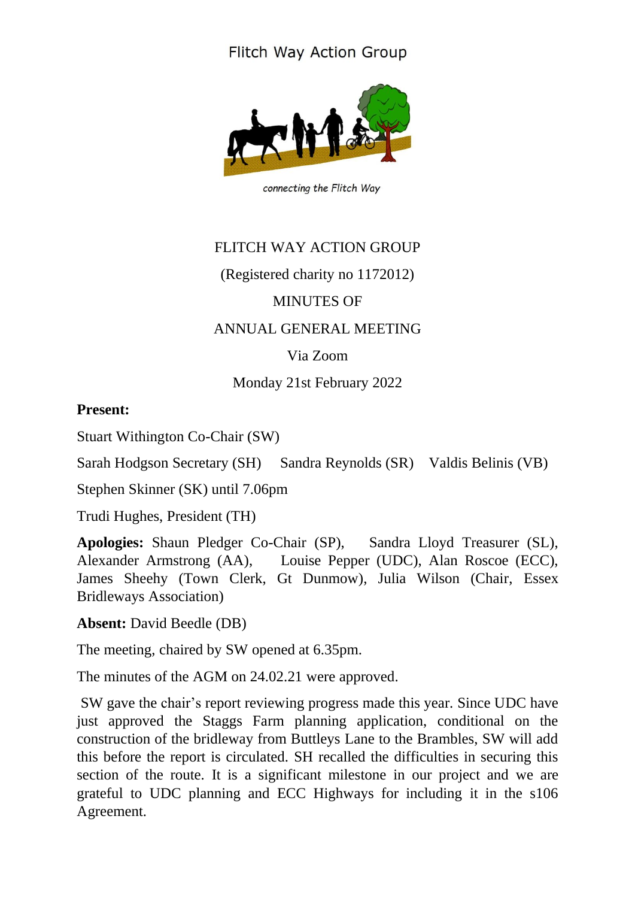Flitch Way Action Group

*connecting the Flitch Way*

# FLITCH WAY ACTION GROUP

(Registered charity no 1172012)

MINUTES OF

ANNUAL GENERAL MEETING

Via Zoom

Monday 21st February 2022

**Present:**

Stuart Withington Co-Chair (SW)

Sarah Hodgson Secretary (SH) Sandra Reynolds (SR) Valdis Belinis (VB)

Stephen Skinner (SK) until 7.06pm

Trudi Hughes, President (TH)

**Apologies:** Shaun Pledger Co-Chair (SP), Sandra Lloyd Treasurer (SL), Alexander Armstrong (AA), Louise Pepper (UDC), Alan Roscoe (ECC), James Sheehy (Town Clerk, Gt Dunmow), Julia Wilson (Chair, Essex Bridleways Association)

**Absent:** David Beedle (DB)

The meeting, chaired by SW opened at 6.35pm.

The minutes of the AGM on 24.02.21 were approved.

SW gave the chair's report reviewing progress made this year. Since UDC have just approved the Staggs Farm planning application, conditional on the construction of the bridleway from Buttleys Lane to the Brambles, SW will add this before the report is circulated. SH recalled the difficulties in securing this section of the route. It is a significant milestone in our project and we are grateful to UDC planning and ECC Highways for including it in the s106 Agreement.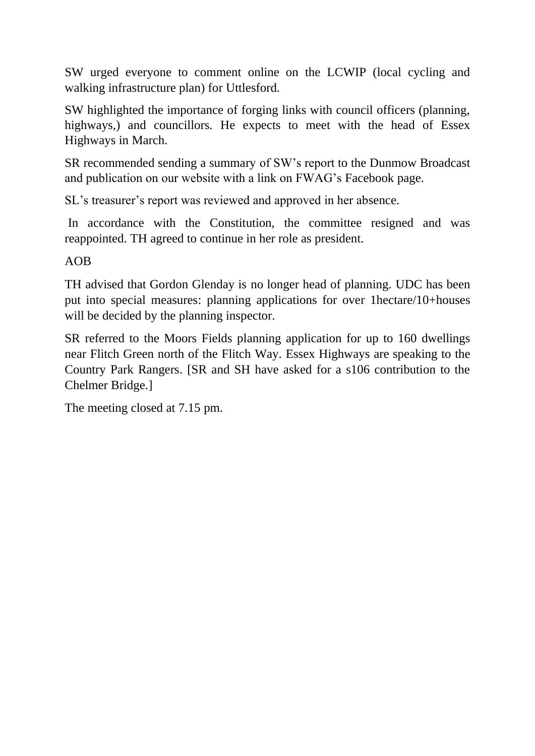SW urged everyone to comment online on the LCWIP (local cycling and walking infrastructure plan) for Uttlesford.

SW highlighted the importance of forging links with council officers (planning, highways,) and councillors. He expects to meet with the head of Essex Highways in March.

SR recommended sending a summary of SW's report to the Dunmow Broadcast and publication on our website with a link on FWAG's Facebook page.

SL's treasurer's report was reviewed and approved in her absence.

In accordance with the Constitution, the committee resigned and was reappointed. TH agreed to continue in her role as president.

AOB

TH advised that Gordon Glenday is no longer head of planning. UDC has been put into special measures: planning applications for over 1hectare/10+houses will be decided by the planning inspector.

SR referred to the Moors Fields planning application for up to 160 dwellings near Flitch Green north of the Flitch Way. Essex Highways are speaking to the Country Park Rangers. [SR and SH have asked for a s106 contribution to the Chelmer Bridge.]

The meeting closed at 7.15 pm.